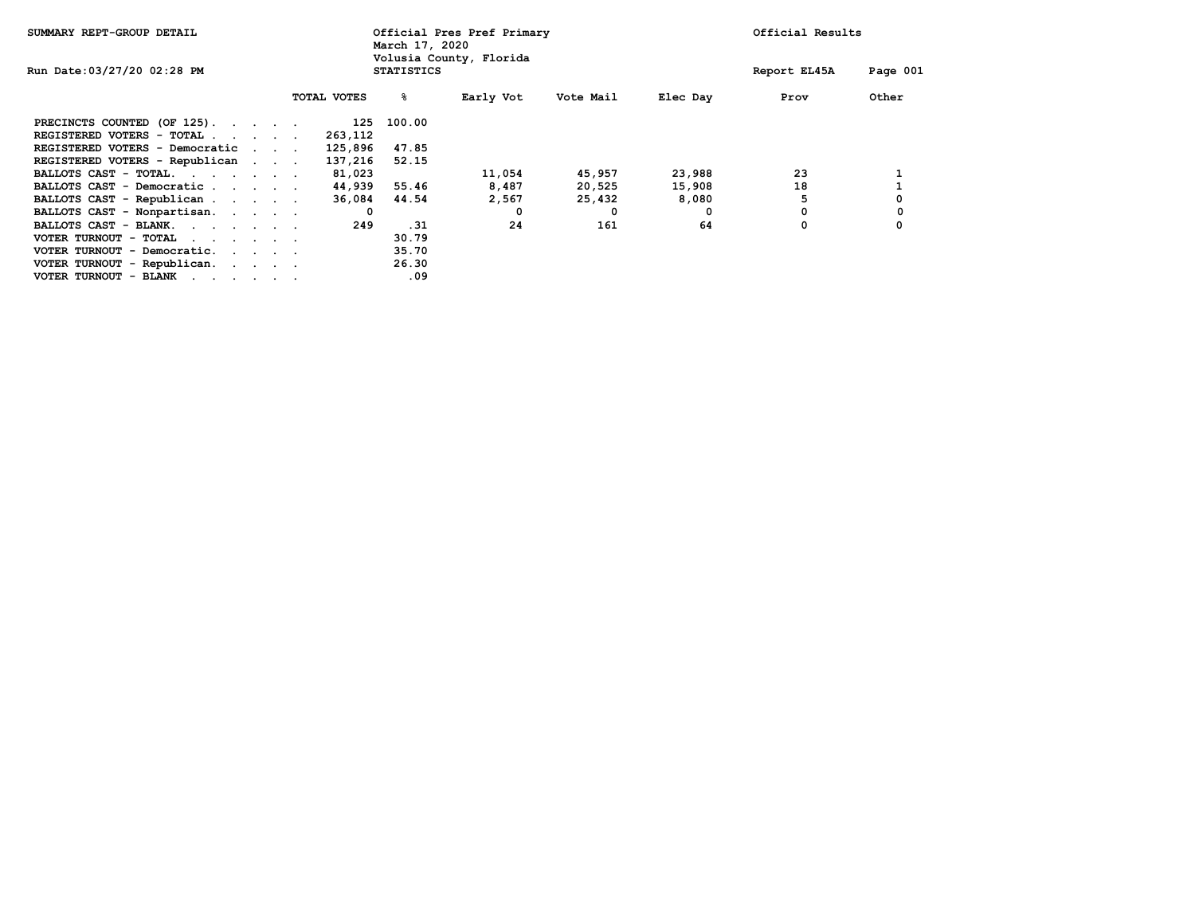SUMMARY REPT-GROUP DETAIL

Run Date:03/27/20 02:28 PM

Official Pres Pref Primary
March 17, 2020
Volusia County, Florida
STATISTICS

Official Results

Report EL45A

|  | TOTAL VOTES | % | Early Vot | Vote Mail | Elec Day | Prov | Other |
|---|---|---|---|---|---|---|---|
| PRECINCTS COUNTED (OF 125) | 125 | 100.00 |  |  |  |  |  |
| REGISTERED VOTERS - TOTAL | 263,112 |  |  |  |  |  |  |
| REGISTERED VOTERS - Democratic | 125,896 | 47.85 |  |  |  |  |  |
| REGISTERED VOTERS - Republican | 137,216 | 52.15 |  |  |  |  |  |
| BALLOTS CAST - TOTAL | 81,023 |  | 11,054 | 45,957 | 23,988 | 23 | 1 |
| BALLOTS CAST - Democratic | 44,939 | 55.46 | 8,487 | 20,525 | 15,908 | 18 | 1 |
| BALLOTS CAST - Republican | 36,084 | 44.54 | 2,567 | 25,432 | 8,080 | 5 | 0 |
| BALLOTS CAST - Nonpartisan | 0 |  | 0 | 0 | 0 | 0 | 0 |
| BALLOTS CAST - BLANK | 249 | .31 | 24 | 161 | 64 | 0 | 0 |
| VOTER TURNOUT - TOTAL |  | 30.79 |  |  |  |  |  |
| VOTER TURNOUT - Democratic |  | 35.70 |  |  |  |  |  |
| VOTER TURNOUT - Republican |  | 26.30 |  |  |  |  |  |
| VOTER TURNOUT - BLANK |  | .09 |  |  |  |  |  |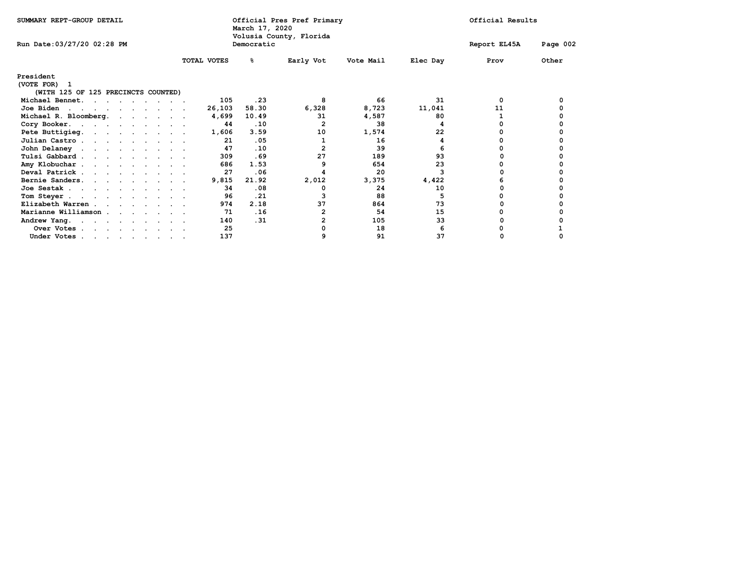SUMMARY REPT-GROUP DETAIL

Official Pres Pref Primary
March 17, 2020
Volusia County, Florida
Democratic

Official Results

Run Date:03/27/20 02:28 PM

Report EL45A

| | TOTAL VOTES | % | Early Vot | Vote Mail | Elec Day | Prov | Other |
|---|---|---|---|---|---|---|---|
| **President** | | | | | | | |
| (VOTE FOR) 1 | | | | | | | |
| (WITH 125 OF 125 PRECINCTS COUNTED) | | | | | | | |
| Michael Bennet | 105 | .23 | 8 | 66 | 31 | 0 | 0 |
| Joe Biden | 26,103 | 58.30 | 6,328 | 8,723 | 11,041 | 11 | 0 |
| Michael R. Bloomberg | 4,699 | 10.49 | 31 | 4,587 | 80 | 1 | 0 |
| Cory Booker | 44 | .10 | 2 | 38 | 4 | 0 | 0 |
| Pete Buttigieg | 1,606 | 3.59 | 10 | 1,574 | 22 | 0 | 0 |
| Julian Castro | 21 | .05 | 1 | 16 | 4 | 0 | 0 |
| John Delaney | 47 | .10 | 2 | 39 | 6 | 0 | 0 |
| Tulsi Gabbard | 309 | .69 | 27 | 189 | 93 | 0 | 0 |
| Amy Klobuchar | 686 | 1.53 | 9 | 654 | 23 | 0 | 0 |
| Deval Patrick | 27 | .06 | 4 | 20 | 3 | 0 | 0 |
| Bernie Sanders | 9,815 | 21.92 | 2,012 | 3,375 | 4,422 | 6 | 0 |
| Joe Sestak | 34 | .08 | 0 | 24 | 10 | 0 | 0 |
| Tom Steyer | 96 | .21 | 3 | 88 | 5 | 0 | 0 |
| Elizabeth Warren | 974 | 2.18 | 37 | 864 | 73 | 0 | 0 |
| Marianne Williamson | 71 | .16 | 2 | 54 | 15 | 0 | 0 |
| Andrew Yang | 140 | .31 | 2 | 105 | 33 | 0 | 0 |
| Over Votes | 25 | | 0 | 18 | 6 | 0 | 1 |
| Under Votes | 137 | | 9 | 91 | 37 | 0 | 0 |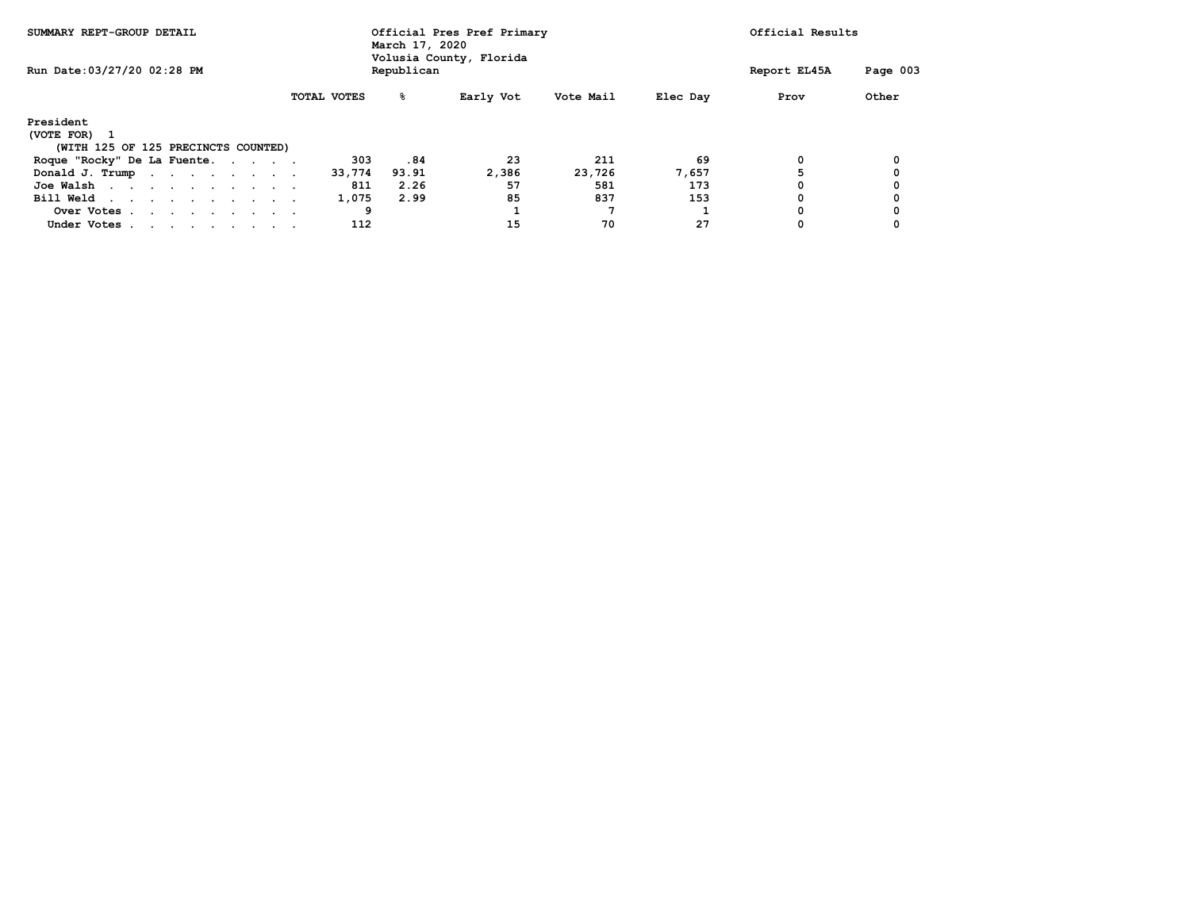SUMMARY REPT-GROUP DETAIL

Official Pres Pref Primary
March 17, 2020
Volusia County, Florida
Republican

Official Results

Run Date:03/27/20 02:28 PM

Report EL45A

| | TOTAL VOTES | % | Early Vot | Vote Mail | Elec Day | Prov | Other |
|---|---|---|---|---|---|---|---|
| **President** | | | | | | | |
| (VOTE FOR) 1 | | | | | | | |
| (WITH 125 OF 125 PRECINCTS COUNTED) | | | | | | | |
| Roque "Rocky" De La Fuente | 303 | .84 | 23 | 211 | 69 | 0 | 0 |
| Donald J. Trump | 33,774 | 93.91 | 2,386 | 23,726 | 7,657 | 5 | 0 |
| Joe Walsh | 811 | 2.26 | 57 | 581 | 173 | 0 | 0 |
| Bill Weld | 1,075 | 2.99 | 85 | 837 | 153 | 0 | 0 |
| Over Votes | 9 | | 1 | 7 | 1 | 0 | 0 |
| Under Votes | 112 | | 15 | 70 | 27 | 0 | 0 |